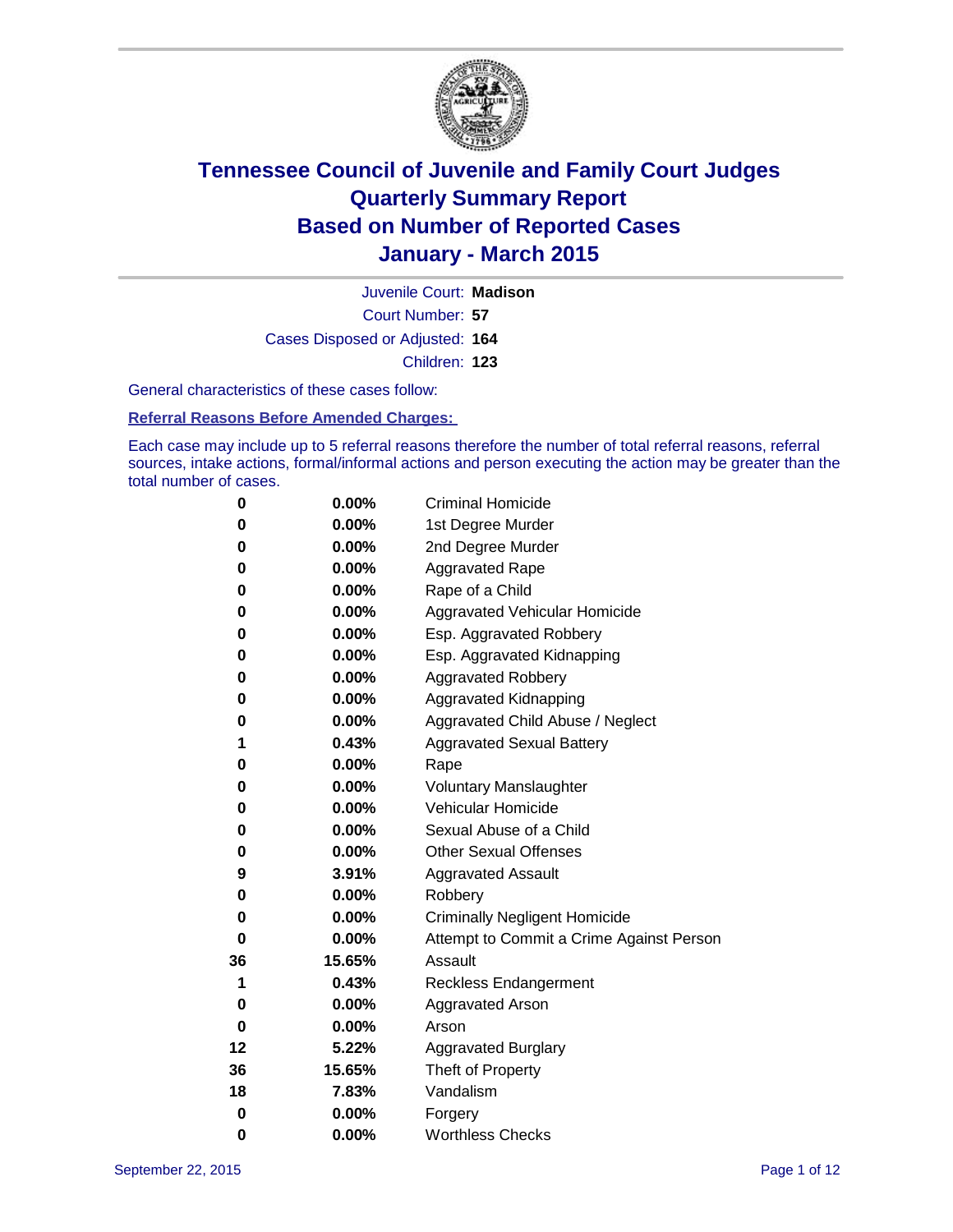# Tennessee Council of Juvenile and Family Court Judges
# Quarterly Summary Report
# Based on Number of Reported Cases
# January - March 2015

Juvenile Court: **Madison**

Court Number: **57**

Cases Disposed or Adjusted: **164**

Children: **123**

General characteristics of these cases follow:

**Referral Reasons Before Amended Charges:**

Each case may include up to 5 referral reasons therefore the number of total referral reasons, referral sources, intake actions, formal/informal actions and person executing the action may be greater than the total number of cases.

| | | |
|---|---|---|
| **0** | **0.00%** | Criminal Homicide |
| **0** | **0.00%** | 1st Degree Murder |
| **0** | **0.00%** | 2nd Degree Murder |
| **0** | **0.00%** | Aggravated Rape |
| **0** | **0.00%** | Rape of a Child |
| **0** | **0.00%** | Aggravated Vehicular Homicide |
| **0** | **0.00%** | Esp. Aggravated Robbery |
| **0** | **0.00%** | Esp. Aggravated Kidnapping |
| **0** | **0.00%** | Aggravated Robbery |
| **0** | **0.00%** | Aggravated Kidnapping |
| **0** | **0.00%** | Aggravated Child Abuse / Neglect |
| **1** | **0.43%** | Aggravated Sexual Battery |
| **0** | **0.00%** | Rape |
| **0** | **0.00%** | Voluntary Manslaughter |
| **0** | **0.00%** | Vehicular Homicide |
| **0** | **0.00%** | Sexual Abuse of a Child |
| **0** | **0.00%** | Other Sexual Offenses |
| **9** | **3.91%** | Aggravated Assault |
| **0** | **0.00%** | Robbery |
| **0** | **0.00%** | Criminally Negligent Homicide |
| **0** | **0.00%** | Attempt to Commit a Crime Against Person |
| **36** | **15.65%** | Assault |
| **1** | **0.43%** | Reckless Endangerment |
| **0** | **0.00%** | Aggravated Arson |
| **0** | **0.00%** | Arson |
| **12** | **5.22%** | Aggravated Burglary |
| **36** | **15.65%** | Theft of Property |
| **18** | **7.83%** | Vandalism |
| **0** | **0.00%** | Forgery |
| **0** | **0.00%** | Worthless Checks |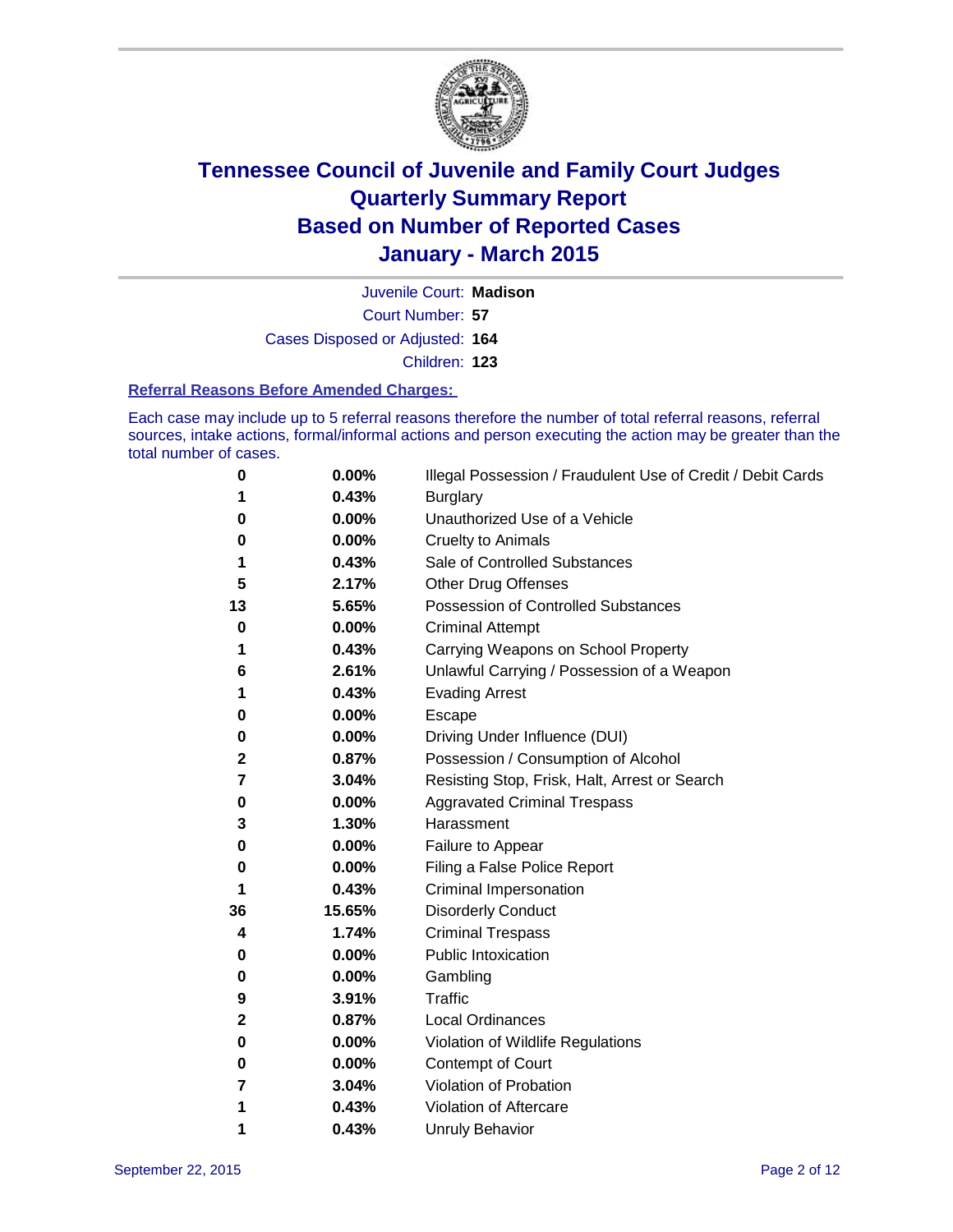# Tennessee Council of Juvenile and Family Court Judges
## Quarterly Summary Report
## Based on Number of Reported Cases
## January - March 2015

Juvenile Court: **Madison**

Court Number: **57**

Cases Disposed or Adjusted: **164**

Children: **123**

### Referral Reasons Before Amended Charges:

Each case may include up to 5 referral reasons therefore the number of total referral reasons, referral sources, intake actions, formal/informal actions and person executing the action may be greater than the total number of cases.

| Count | Percent | Referral Reason |
|---|---|---|
| 0 | 0.00% | Illegal Possession / Fraudulent Use of Credit / Debit Cards |
| 1 | 0.43% | Burglary |
| 0 | 0.00% | Unauthorized Use of a Vehicle |
| 0 | 0.00% | Cruelty to Animals |
| 1 | 0.43% | Sale of Controlled Substances |
| 5 | 2.17% | Other Drug Offenses |
| 13 | 5.65% | Possession of Controlled Substances |
| 0 | 0.00% | Criminal Attempt |
| 1 | 0.43% | Carrying Weapons on School Property |
| 6 | 2.61% | Unlawful Carrying / Possession of a Weapon |
| 1 | 0.43% | Evading Arrest |
| 0 | 0.00% | Escape |
| 0 | 0.00% | Driving Under Influence (DUI) |
| 2 | 0.87% | Possession / Consumption of Alcohol |
| 7 | 3.04% | Resisting Stop, Frisk, Halt, Arrest or Search |
| 0 | 0.00% | Aggravated Criminal Trespass |
| 3 | 1.30% | Harassment |
| 0 | 0.00% | Failure to Appear |
| 0 | 0.00% | Filing a False Police Report |
| 1 | 0.43% | Criminal Impersonation |
| 36 | 15.65% | Disorderly Conduct |
| 4 | 1.74% | Criminal Trespass |
| 0 | 0.00% | Public Intoxication |
| 0 | 0.00% | Gambling |
| 9 | 3.91% | Traffic |
| 2 | 0.87% | Local Ordinances |
| 0 | 0.00% | Violation of Wildlife Regulations |
| 0 | 0.00% | Contempt of Court |
| 7 | 3.04% | Violation of Probation |
| 1 | 0.43% | Violation of Aftercare |
| 1 | 0.43% | Unruly Behavior |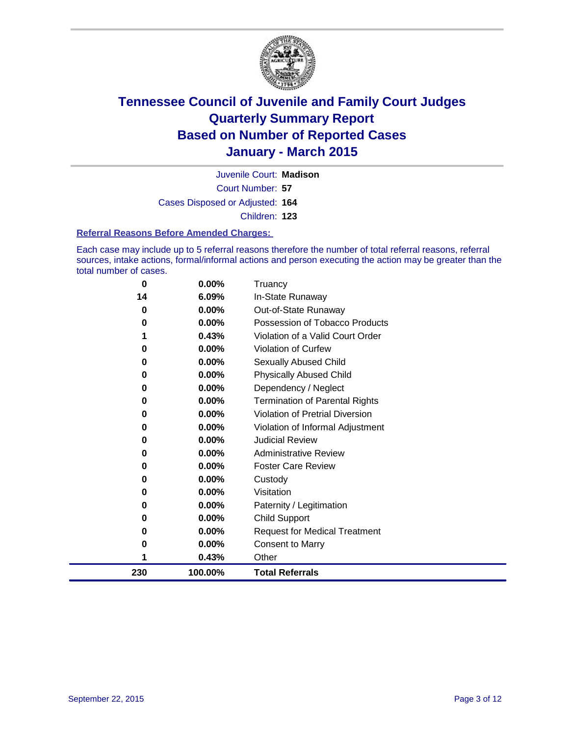# Tennessee Council of Juvenile and Family Court Judges
## Quarterly Summary Report
## Based on Number of Reported Cases
## January - March 2015

Juvenile Court: **Madison**

Court Number: **57**

Cases Disposed or Adjusted: **164**

Children: **123**

### Referral Reasons Before Amended Charges:

Each case may include up to 5 referral reasons therefore the number of total referral reasons, referral sources, intake actions, formal/informal actions and person executing the action may be greater than the total number of cases.

| Count | Percent | Referral Reason |
|---|---|---|
| 0 | 0.00% | Truancy |
| 14 | 6.09% | In-State Runaway |
| 0 | 0.00% | Out-of-State Runaway |
| 0 | 0.00% | Possession of Tobacco Products |
| 1 | 0.43% | Violation of a Valid Court Order |
| 0 | 0.00% | Violation of Curfew |
| 0 | 0.00% | Sexually Abused Child |
| 0 | 0.00% | Physically Abused Child |
| 0 | 0.00% | Dependency / Neglect |
| 0 | 0.00% | Termination of Parental Rights |
| 0 | 0.00% | Violation of Pretrial Diversion |
| 0 | 0.00% | Violation of Informal Adjustment |
| 0 | 0.00% | Judicial Review |
| 0 | 0.00% | Administrative Review |
| 0 | 0.00% | Foster Care Review |
| 0 | 0.00% | Custody |
| 0 | 0.00% | Visitation |
| 0 | 0.00% | Paternity / Legitimation |
| 0 | 0.00% | Child Support |
| 0 | 0.00% | Request for Medical Treatment |
| 0 | 0.00% | Consent to Marry |
| 1 | 0.43% | Other |
| **230** | **100.00%** | **Total Referrals** |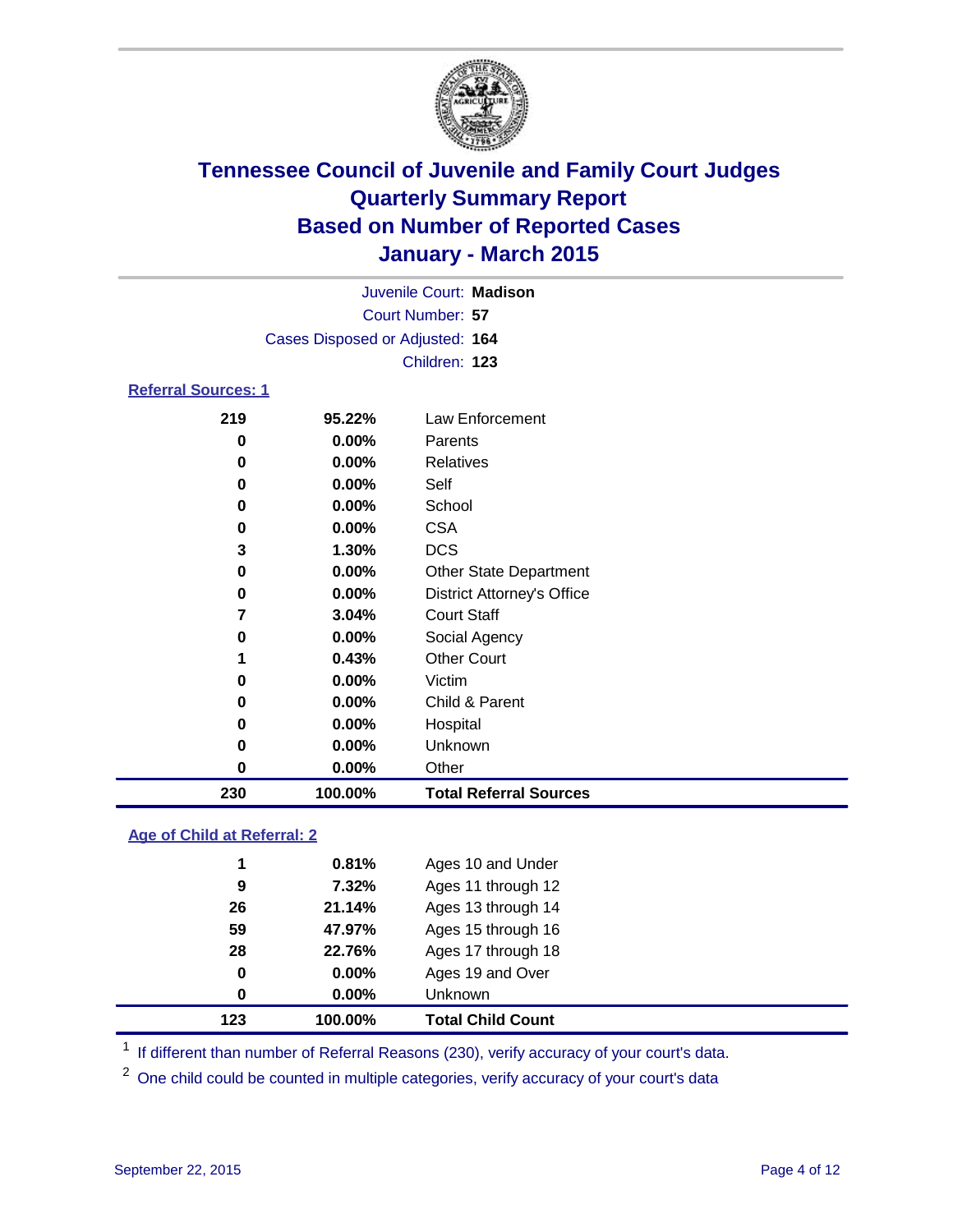# Tennessee Council of Juvenile and Family Court Judges
# Quarterly Summary Report
# Based on Number of Reported Cases
# January - March 2015

Juvenile Court: **Madison**
Court Number: **57**
Cases Disposed or Adjusted: **164**
Children: **123**

## Referral Sources: 1

| Count | Percent | Source |
|---|---|---|
| 219 | 95.22% | Law Enforcement |
| 0 | 0.00% | Parents |
| 0 | 0.00% | Relatives |
| 0 | 0.00% | Self |
| 0 | 0.00% | School |
| 0 | 0.00% | CSA |
| 3 | 1.30% | DCS |
| 0 | 0.00% | Other State Department |
| 0 | 0.00% | District Attorney's Office |
| 7 | 3.04% | Court Staff |
| 0 | 0.00% | Social Agency |
| 1 | 0.43% | Other Court |
| 0 | 0.00% | Victim |
| 0 | 0.00% | Child & Parent |
| 0 | 0.00% | Hospital |
| 0 | 0.00% | Unknown |
| 0 | 0.00% | Other |
| **230** | **100.00%** | **Total Referral Sources** |

## Age of Child at Referral: 2

| Count | Percent | Age |
|---|---|---|
| 1 | 0.81% | Ages 10 and Under |
| 9 | 7.32% | Ages 11 through 12 |
| 26 | 21.14% | Ages 13 through 14 |
| 59 | 47.97% | Ages 15 through 16 |
| 28 | 22.76% | Ages 17 through 18 |
| 0 | 0.00% | Ages 19 and Over |
| 0 | 0.00% | Unknown |
| **123** | **100.00%** | **Total Child Count** |

[1] If different than number of Referral Reasons (230), verify accuracy of your court's data.

[2] One child could be counted in multiple categories, verify accuracy of your court's data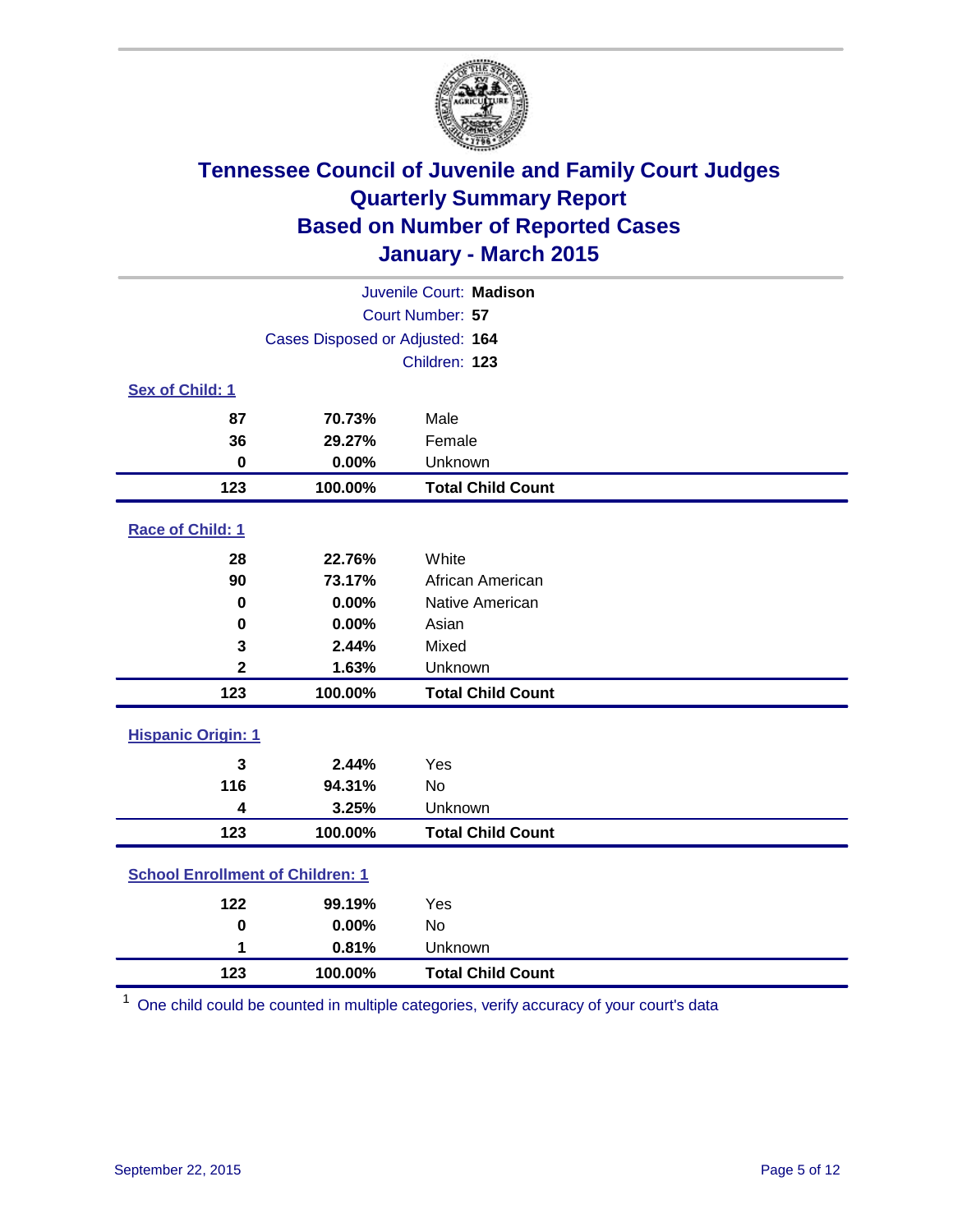# Tennessee Council of Juvenile and Family Court Judges
# Quarterly Summary Report
# Based on Number of Reported Cases
# January - March 2015

Juvenile Court: **Madison**
Court Number: **57**
Cases Disposed or Adjusted: **164**
Children: **123**

### Sex of Child: [1]

| | | |
|---|---|---|
| **87** | **70.73%** | Male |
| **36** | **29.27%** | Female |
| **0** | **0.00%** | Unknown |
| **123** | **100.00%** | **Total Child Count** |

### Race of Child: [1]

| | | |
|---|---|---|
| **28** | **22.76%** | White |
| **90** | **73.17%** | African American |
| **0** | **0.00%** | Native American |
| **0** | **0.00%** | Asian |
| **3** | **2.44%** | Mixed |
| **2** | **1.63%** | Unknown |
| **123** | **100.00%** | **Total Child Count** |

### Hispanic Origin: [1]

| | | |
|---|---|---|
| **3** | **2.44%** | Yes |
| **116** | **94.31%** | No |
| **4** | **3.25%** | Unknown |
| **123** | **100.00%** | **Total Child Count** |

### School Enrollment of Children: [1]

| | | |
|---|---|---|
| **122** | **99.19%** | Yes |
| **0** | **0.00%** | No |
| **1** | **0.81%** | Unknown |
| **123** | **100.00%** | **Total Child Count** |

[1] One child could be counted in multiple categories, verify accuracy of your court's data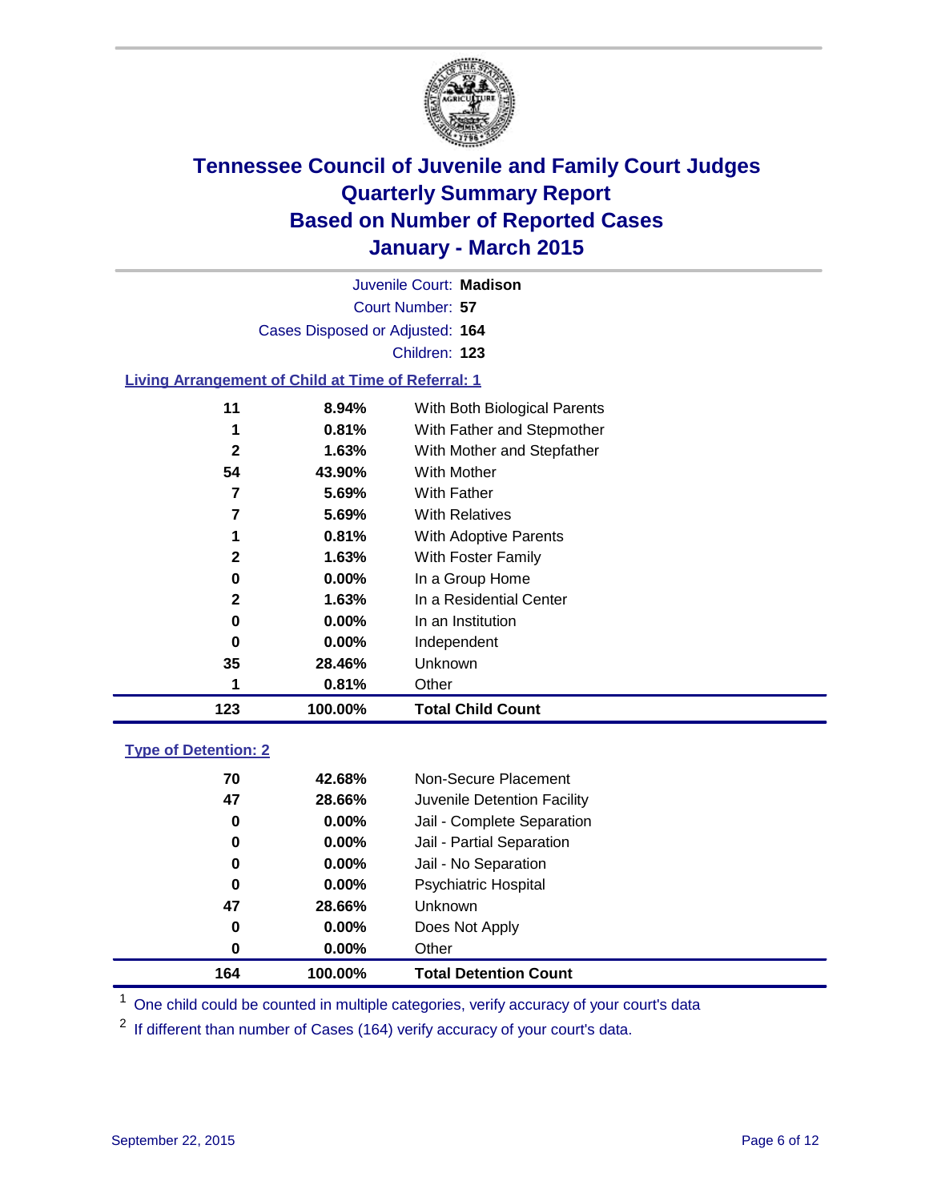# Tennessee Council of Juvenile and Family Court Judges
# Quarterly Summary Report
# Based on Number of Reported Cases
# January - March 2015

Juvenile Court: **Madison**

Court Number: **57**

Cases Disposed or Adjusted: **164**

Children: **123**

### Living Arrangement of Child at Time of Referral: 1

| Count | Percent | Living Arrangement |
|---|---|---|
| 11 | 8.94% | With Both Biological Parents |
| 1 | 0.81% | With Father and Stepmother |
| 2 | 1.63% | With Mother and Stepfather |
| 54 | 43.90% | With Mother |
| 7 | 5.69% | With Father |
| 7 | 5.69% | With Relatives |
| 1 | 0.81% | With Adoptive Parents |
| 2 | 1.63% | With Foster Family |
| 0 | 0.00% | In a Group Home |
| 2 | 1.63% | In a Residential Center |
| 0 | 0.00% | In an Institution |
| 0 | 0.00% | Independent |
| 35 | 28.46% | Unknown |
| 1 | 0.81% | Other |
| **123** | **100.00%** | **Total Child Count** |

### Type of Detention: 2

| Count | Percent | Type of Detention |
|---|---|---|
| 70 | 42.68% | Non-Secure Placement |
| 47 | 28.66% | Juvenile Detention Facility |
| 0 | 0.00% | Jail - Complete Separation |
| 0 | 0.00% | Jail - Partial Separation |
| 0 | 0.00% | Jail - No Separation |
| 0 | 0.00% | Psychiatric Hospital |
| 47 | 28.66% | Unknown |
| 0 | 0.00% | Does Not Apply |
| 0 | 0.00% | Other |
| **164** | **100.00%** | **Total Detention Count** |

[1] One child could be counted in multiple categories, verify accuracy of your court's data

[2] If different than number of Cases (164) verify accuracy of your court's data.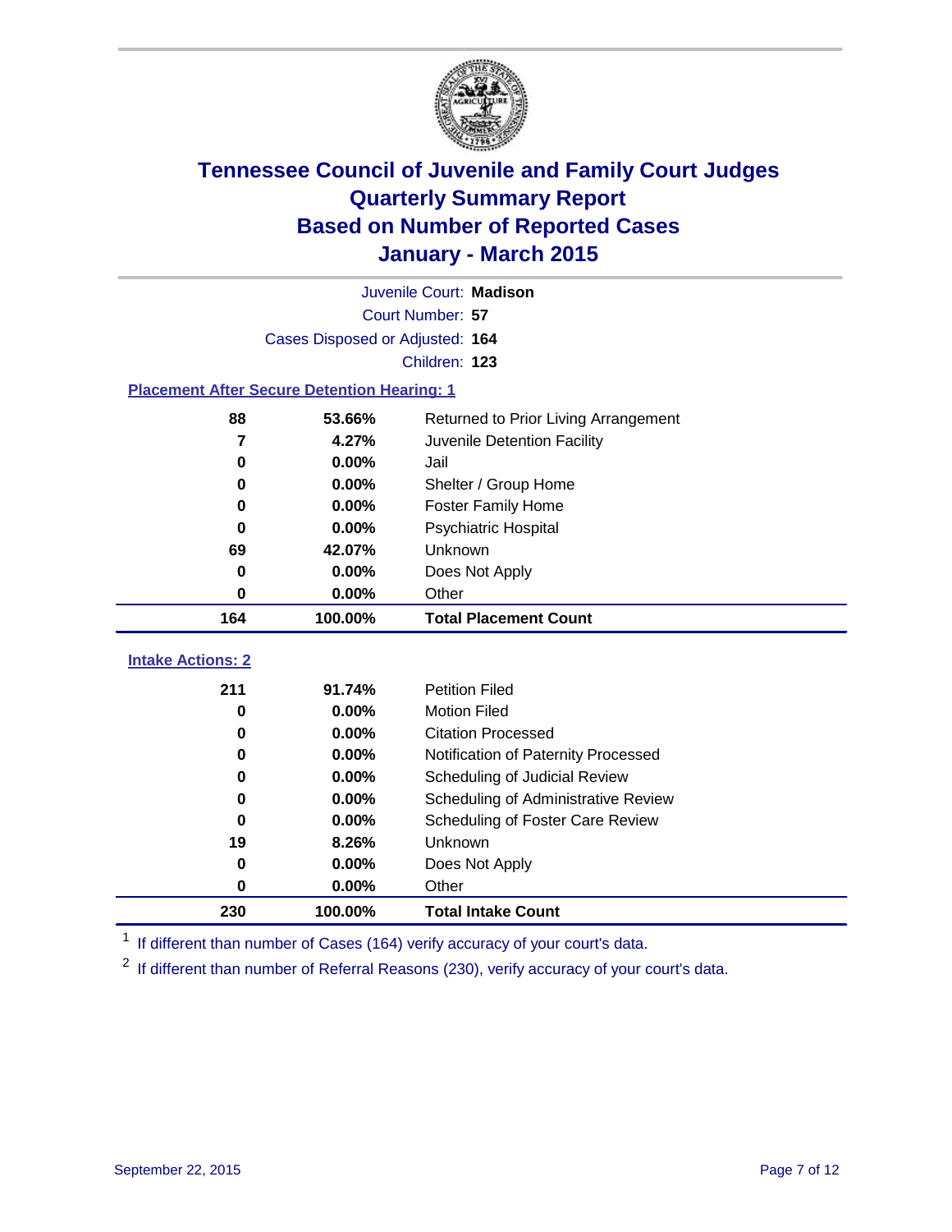# Tennessee Council of Juvenile and Family Court Judges
## Quarterly Summary Report
## Based on Number of Reported Cases
## January - March 2015

Juvenile Court: **Madison**

Court Number: **57**

Cases Disposed or Adjusted: **164**

Children: **123**

### Placement After Secure Detention Hearing: 1

| Count | Percent | Placement |
|---|---|---|
| 88 | 53.66% | Returned to Prior Living Arrangement |
| 7 | 4.27% | Juvenile Detention Facility |
| 0 | 0.00% | Jail |
| 0 | 0.00% | Shelter / Group Home |
| 0 | 0.00% | Foster Family Home |
| 0 | 0.00% | Psychiatric Hospital |
| 69 | 42.07% | Unknown |
| 0 | 0.00% | Does Not Apply |
| 0 | 0.00% | Other |
| **164** | **100.00%** | **Total Placement Count** |

### Intake Actions: 2

| Count | Percent | Intake Action |
|---|---|---|
| 211 | 91.74% | Petition Filed |
| 0 | 0.00% | Motion Filed |
| 0 | 0.00% | Citation Processed |
| 0 | 0.00% | Notification of Paternity Processed |
| 0 | 0.00% | Scheduling of Judicial Review |
| 0 | 0.00% | Scheduling of Administrative Review |
| 0 | 0.00% | Scheduling of Foster Care Review |
| 19 | 8.26% | Unknown |
| 0 | 0.00% | Does Not Apply |
| 0 | 0.00% | Other |
| **230** | **100.00%** | **Total Intake Count** |

[1] If different than number of Cases (164) verify accuracy of your court's data.

[2] If different than number of Referral Reasons (230), verify accuracy of your court's data.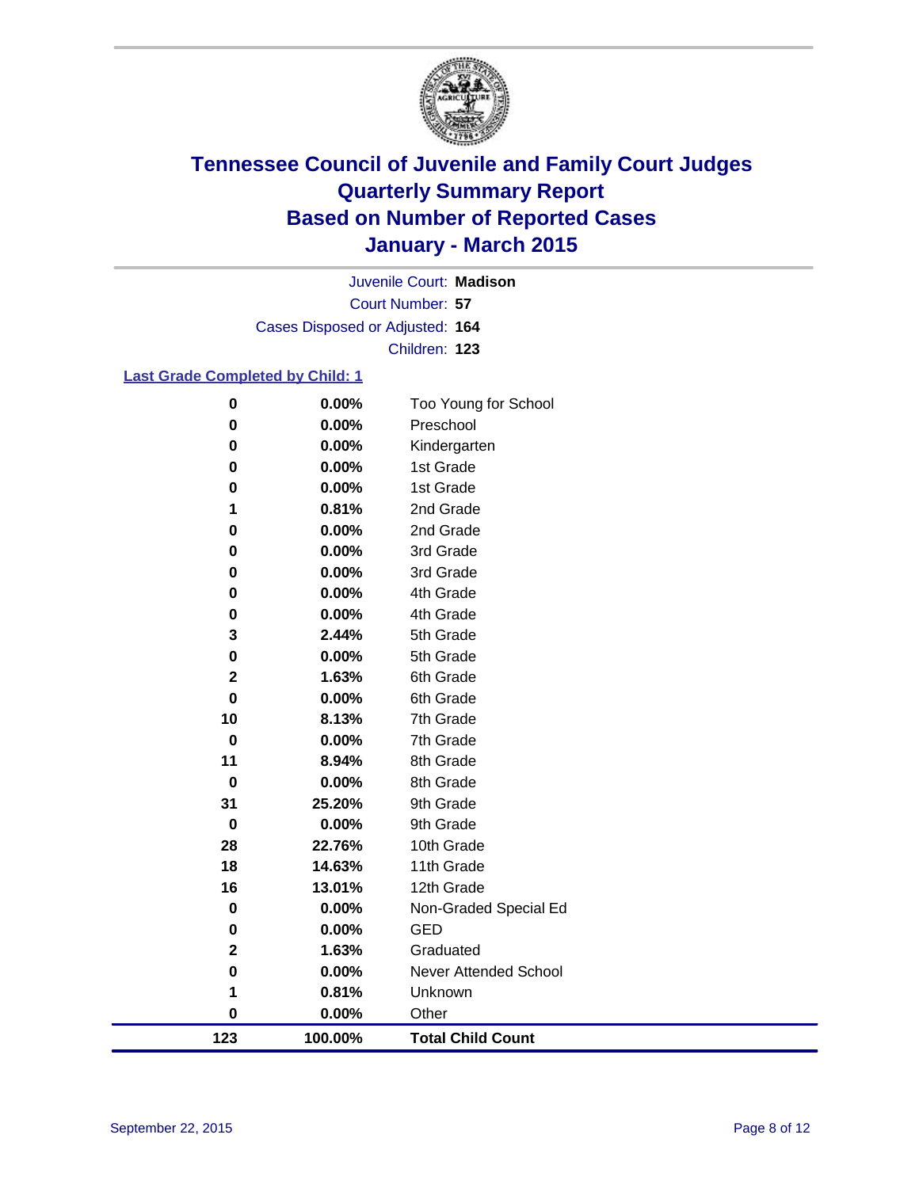# Tennessee Council of Juvenile and Family Court Judges
# Quarterly Summary Report
# Based on Number of Reported Cases
# January - March 2015

Juvenile Court: **Madison**

Court Number: **57**

Cases Disposed or Adjusted: **164**

Children: **123**

## Last Grade Completed by Child: 1

| Count | Percent | Grade |
|---|---|---|
| 0 | 0.00% | Too Young for School |
| 0 | 0.00% | Preschool |
| 0 | 0.00% | Kindergarten |
| 0 | 0.00% | 1st Grade |
| 0 | 0.00% | 1st Grade |
| 1 | 0.81% | 2nd Grade |
| 0 | 0.00% | 2nd Grade |
| 0 | 0.00% | 3rd Grade |
| 0 | 0.00% | 3rd Grade |
| 0 | 0.00% | 4th Grade |
| 0 | 0.00% | 4th Grade |
| 3 | 2.44% | 5th Grade |
| 0 | 0.00% | 5th Grade |
| 2 | 1.63% | 6th Grade |
| 0 | 0.00% | 6th Grade |
| 10 | 8.13% | 7th Grade |
| 0 | 0.00% | 7th Grade |
| 11 | 8.94% | 8th Grade |
| 0 | 0.00% | 8th Grade |
| 31 | 25.20% | 9th Grade |
| 0 | 0.00% | 9th Grade |
| 28 | 22.76% | 10th Grade |
| 18 | 14.63% | 11th Grade |
| 16 | 13.01% | 12th Grade |
| 0 | 0.00% | Non-Graded Special Ed |
| 0 | 0.00% | GED |
| 2 | 1.63% | Graduated |
| 0 | 0.00% | Never Attended School |
| 1 | 0.81% | Unknown |
| 0 | 0.00% | Other |
| **123** | **100.00%** | **Total Child Count** |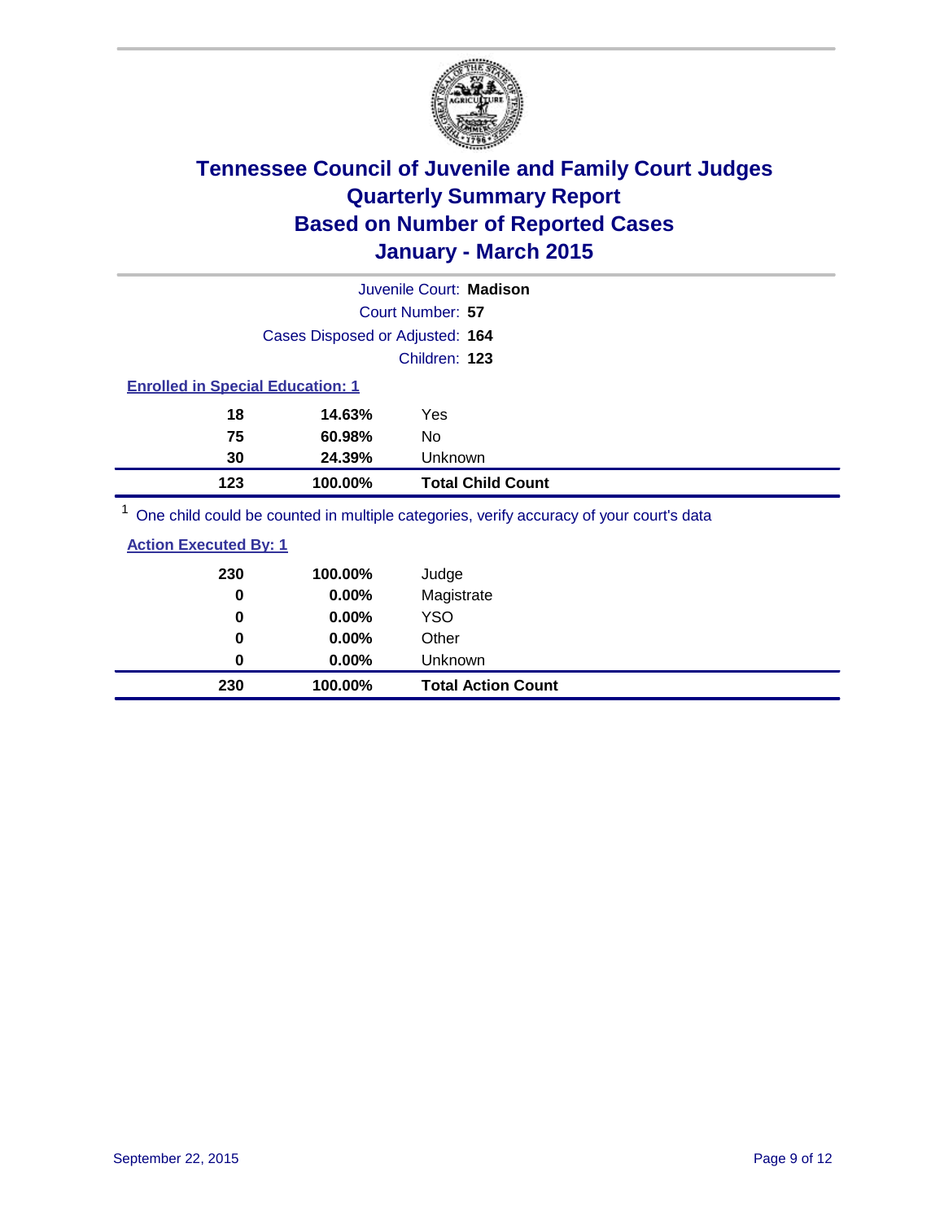# Tennessee Council of Juvenile and Family Court Judges
# Quarterly Summary Report
# Based on Number of Reported Cases
# January - March 2015

Juvenile Court: **Madison**

Court Number: **57**

Cases Disposed or Adjusted: **164**

Children: **123**

**Enrolled in Special Education: 1**

| | | |
|---|---|---|
| **18** | **14.63%** | Yes |
| **75** | **60.98%** | No |
| **30** | **24.39%** | Unknown |
| **123** | **100.00%** | **Total Child Count** |

[1] One child could be counted in multiple categories, verify accuracy of your court's data

**Action Executed By: 1**

| | | |
|---|---|---|
| **230** | **100.00%** | Judge |
| **0** | **0.00%** | Magistrate |
| **0** | **0.00%** | YSO |
| **0** | **0.00%** | Other |
| **0** | **0.00%** | Unknown |
| **230** | **100.00%** | **Total Action Count** |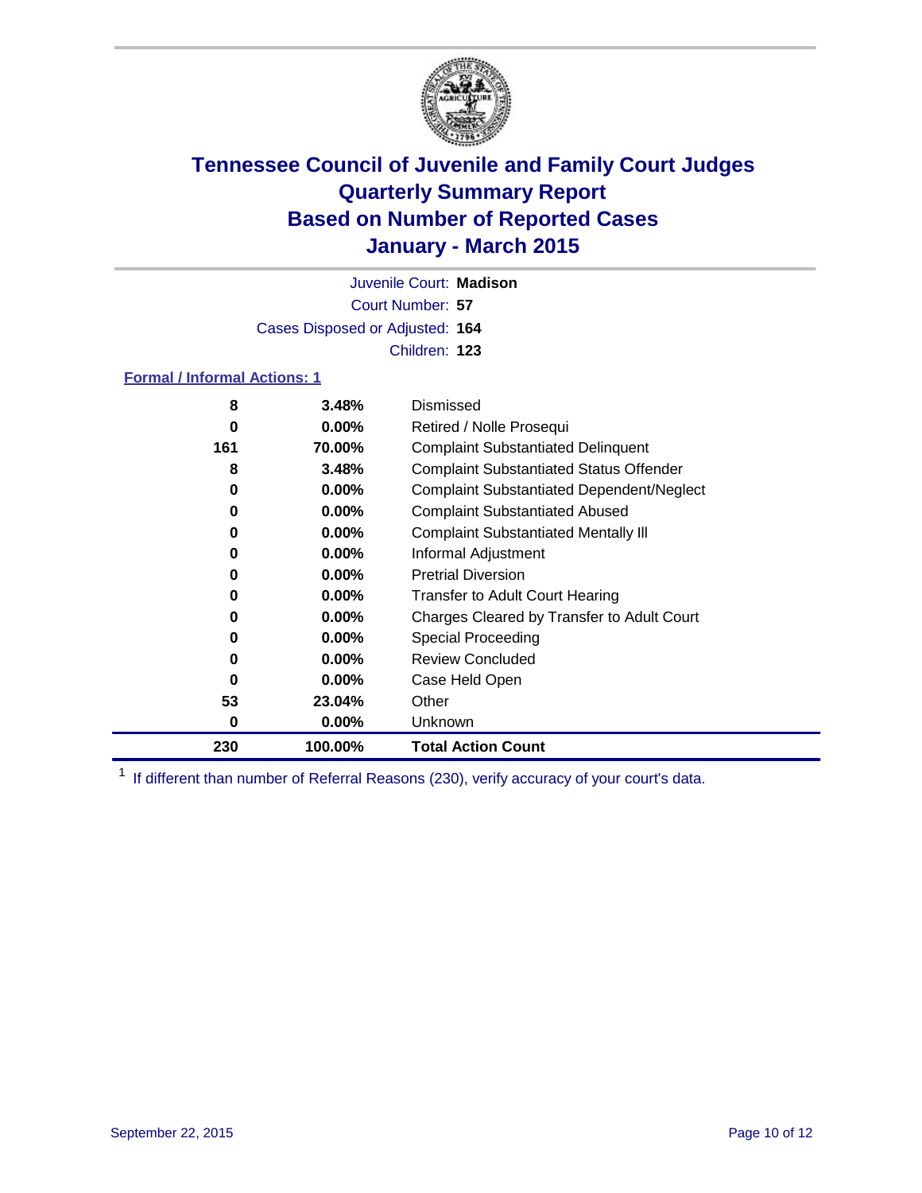# Tennessee Council of Juvenile and Family Court Judges
# Quarterly Summary Report
# Based on Number of Reported Cases
# January - March 2015

Juvenile Court: **Madison**
Court Number: **57**
Cases Disposed or Adjusted: **164**
Children: **123**

### Formal / Informal Actions: 1

| | | |
|---|---|---|
| **8** | **3.48%** | Dismissed |
| **0** | **0.00%** | Retired / Nolle Prosequi |
| **161** | **70.00%** | Complaint Substantiated Delinquent |
| **8** | **3.48%** | Complaint Substantiated Status Offender |
| **0** | **0.00%** | Complaint Substantiated Dependent/Neglect |
| **0** | **0.00%** | Complaint Substantiated Abused |
| **0** | **0.00%** | Complaint Substantiated Mentally Ill |
| **0** | **0.00%** | Informal Adjustment |
| **0** | **0.00%** | Pretrial Diversion |
| **0** | **0.00%** | Transfer to Adult Court Hearing |
| **0** | **0.00%** | Charges Cleared by Transfer to Adult Court |
| **0** | **0.00%** | Special Proceeding |
| **0** | **0.00%** | Review Concluded |
| **0** | **0.00%** | Case Held Open |
| **53** | **23.04%** | Other |
| **0** | **0.00%** | Unknown |
| **230** | **100.00%** | **Total Action Count** |

[1] If different than number of Referral Reasons (230), verify accuracy of your court's data.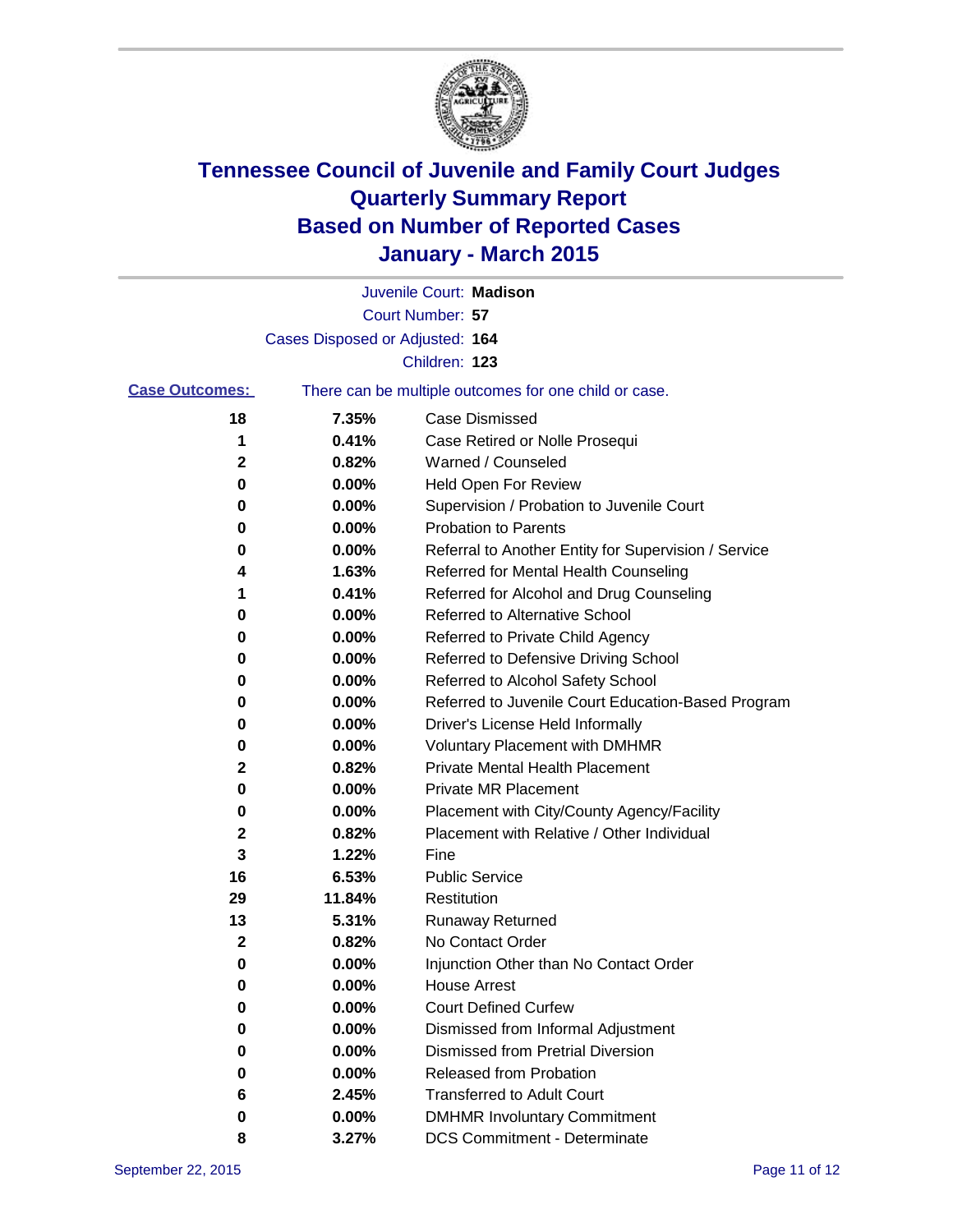# Tennessee Council of Juvenile and Family Court Judges
## Quarterly Summary Report
## Based on Number of Reported Cases
## January - March 2015

Juvenile Court: **Madison**
Court Number: **57**
Cases Disposed or Adjusted: **164**
Children: **123**

**Case Outcomes:** There can be multiple outcomes for one child or case.

| Count | Percent | Outcome |
|---|---|---|
| 18 | 7.35% | Case Dismissed |
| 1 | 0.41% | Case Retired or Nolle Prosequi |
| 2 | 0.82% | Warned / Counseled |
| 0 | 0.00% | Held Open For Review |
| 0 | 0.00% | Supervision / Probation to Juvenile Court |
| 0 | 0.00% | Probation to Parents |
| 0 | 0.00% | Referral to Another Entity for Supervision / Service |
| 4 | 1.63% | Referred for Mental Health Counseling |
| 1 | 0.41% | Referred for Alcohol and Drug Counseling |
| 0 | 0.00% | Referred to Alternative School |
| 0 | 0.00% | Referred to Private Child Agency |
| 0 | 0.00% | Referred to Defensive Driving School |
| 0 | 0.00% | Referred to Alcohol Safety School |
| 0 | 0.00% | Referred to Juvenile Court Education-Based Program |
| 0 | 0.00% | Driver's License Held Informally |
| 0 | 0.00% | Voluntary Placement with DMHMR |
| 2 | 0.82% | Private Mental Health Placement |
| 0 | 0.00% | Private MR Placement |
| 0 | 0.00% | Placement with City/County Agency/Facility |
| 2 | 0.82% | Placement with Relative / Other Individual |
| 3 | 1.22% | Fine |
| 16 | 6.53% | Public Service |
| 29 | 11.84% | Restitution |
| 13 | 5.31% | Runaway Returned |
| 2 | 0.82% | No Contact Order |
| 0 | 0.00% | Injunction Other than No Contact Order |
| 0 | 0.00% | House Arrest |
| 0 | 0.00% | Court Defined Curfew |
| 0 | 0.00% | Dismissed from Informal Adjustment |
| 0 | 0.00% | Dismissed from Pretrial Diversion |
| 0 | 0.00% | Released from Probation |
| 6 | 2.45% | Transferred to Adult Court |
| 0 | 0.00% | DMHMR Involuntary Commitment |
| 8 | 3.27% | DCS Commitment - Determinate |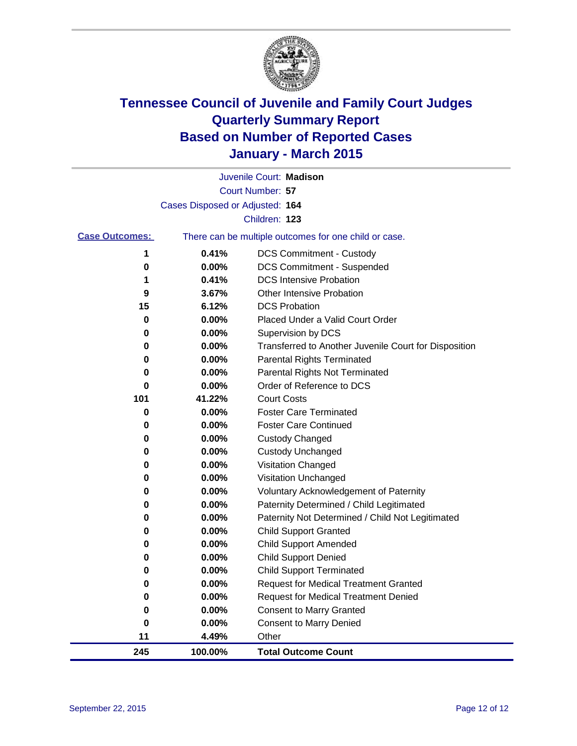# Tennessee Council of Juvenile and Family Court Judges
# Quarterly Summary Report
# Based on Number of Reported Cases
# January - March 2015

Juvenile Court: **Madison**

Court Number: **57**

Cases Disposed or Adjusted: **164**

Children: **123**

**Case Outcomes:** There can be multiple outcomes for one child or case.

| | | |
|---|---|---|
| 1 | 0.41% | DCS Commitment - Custody |
| 0 | 0.00% | DCS Commitment - Suspended |
| 1 | 0.41% | DCS Intensive Probation |
| 9 | 3.67% | Other Intensive Probation |
| 15 | 6.12% | DCS Probation |
| 0 | 0.00% | Placed Under a Valid Court Order |
| 0 | 0.00% | Supervision by DCS |
| 0 | 0.00% | Transferred to Another Juvenile Court for Disposition |
| 0 | 0.00% | Parental Rights Terminated |
| 0 | 0.00% | Parental Rights Not Terminated |
| 0 | 0.00% | Order of Reference to DCS |
| 101 | 41.22% | Court Costs |
| 0 | 0.00% | Foster Care Terminated |
| 0 | 0.00% | Foster Care Continued |
| 0 | 0.00% | Custody Changed |
| 0 | 0.00% | Custody Unchanged |
| 0 | 0.00% | Visitation Changed |
| 0 | 0.00% | Visitation Unchanged |
| 0 | 0.00% | Voluntary Acknowledgement of Paternity |
| 0 | 0.00% | Paternity Determined / Child Legitimated |
| 0 | 0.00% | Paternity Not Determined / Child Not Legitimated |
| 0 | 0.00% | Child Support Granted |
| 0 | 0.00% | Child Support Amended |
| 0 | 0.00% | Child Support Denied |
| 0 | 0.00% | Child Support Terminated |
| 0 | 0.00% | Request for Medical Treatment Granted |
| 0 | 0.00% | Request for Medical Treatment Denied |
| 0 | 0.00% | Consent to Marry Granted |
| 0 | 0.00% | Consent to Marry Denied |
| 11 | 4.49% | Other |
| **245** | **100.00%** | **Total Outcome Count** |

September 22, 2015